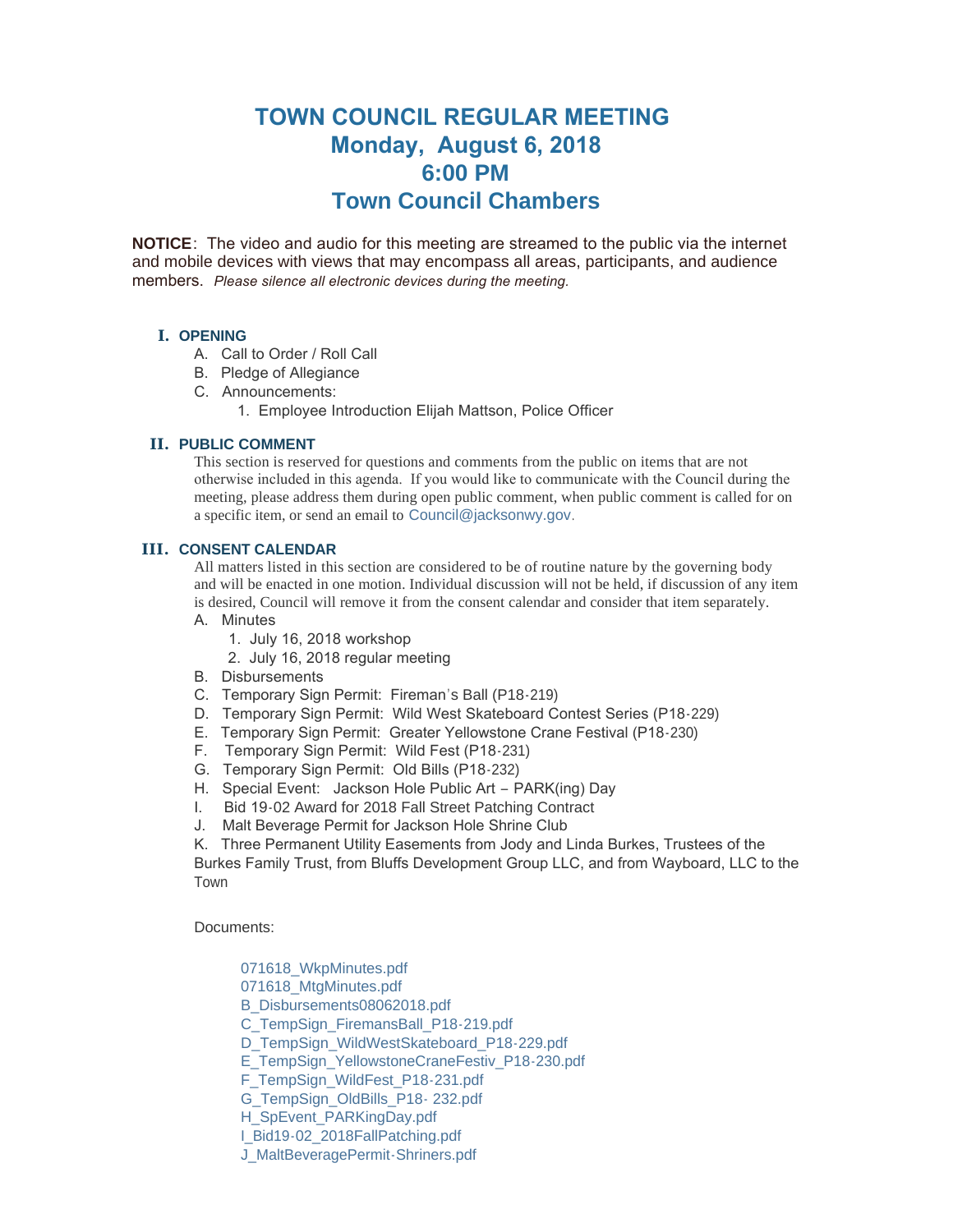# TOWN COUNCIL REGULAR MEETING
## Monday, August 6, 2018
## 6:00 PM
## Town Council Chambers

**NOTICE**: The video and audio for this meeting are streamed to the public via the internet and mobile devices with views that may encompass all areas, participants, and audience members. *Please silence all electronic devices during the meeting.*

### I. OPENING

A. Call to Order / Roll Call
B. Pledge of Allegiance
C. Announcements:
   1. Employee Introduction Elijah Mattson, Police Officer

### II. PUBLIC COMMENT

This section is reserved for questions and comments from the public on items that are not otherwise included in this agenda. If you would like to communicate with the Council during the meeting, please address them during open public comment, when public comment is called for on a specific item, or send an email to Council@jacksonwy.gov.

### III. CONSENT CALENDAR

All matters listed in this section are considered to be of routine nature by the governing body and will be enacted in one motion. Individual discussion will not be held, if discussion of any item is desired, Council will remove it from the consent calendar and consider that item separately.

A. Minutes
   1. July 16, 2018 workshop
   2. July 16, 2018 regular meeting
B. Disbursements
C. Temporary Sign Permit: Fireman's Ball (P18-219)
D. Temporary Sign Permit: Wild West Skateboard Contest Series (P18-229)
E. Temporary Sign Permit: Greater Yellowstone Crane Festival (P18-230)
F. Temporary Sign Permit: Wild Fest (P18-231)
G. Temporary Sign Permit: Old Bills (P18-232)
H. Special Event: Jackson Hole Public Art – PARK(ing) Day
I. Bid 19-02 Award for 2018 Fall Street Patching Contract
J. Malt Beverage Permit for Jackson Hole Shrine Club
K. Three Permanent Utility Easements from Jody and Linda Burkes, Trustees of the Burkes Family Trust, from Bluffs Development Group LLC, and from Wayboard, LLC to the Town

Documents:

071618_WkpMinutes.pdf
071618_MtgMinutes.pdf
B_Disbursements08062018.pdf
C_TempSign_FiremansBall_P18-219.pdf
D_TempSign_WildWestSkateboard_P18-229.pdf
E_TempSign_YellowstoneCraneFestiv_P18-230.pdf
F_TempSign_WildFest_P18-231.pdf
G_TempSign_OldBills_P18- 232.pdf
H_SpEvent_PARKingDay.pdf
I_Bid19-02_2018FallPatching.pdf
J_MaltBeveragePermit-Shriners.pdf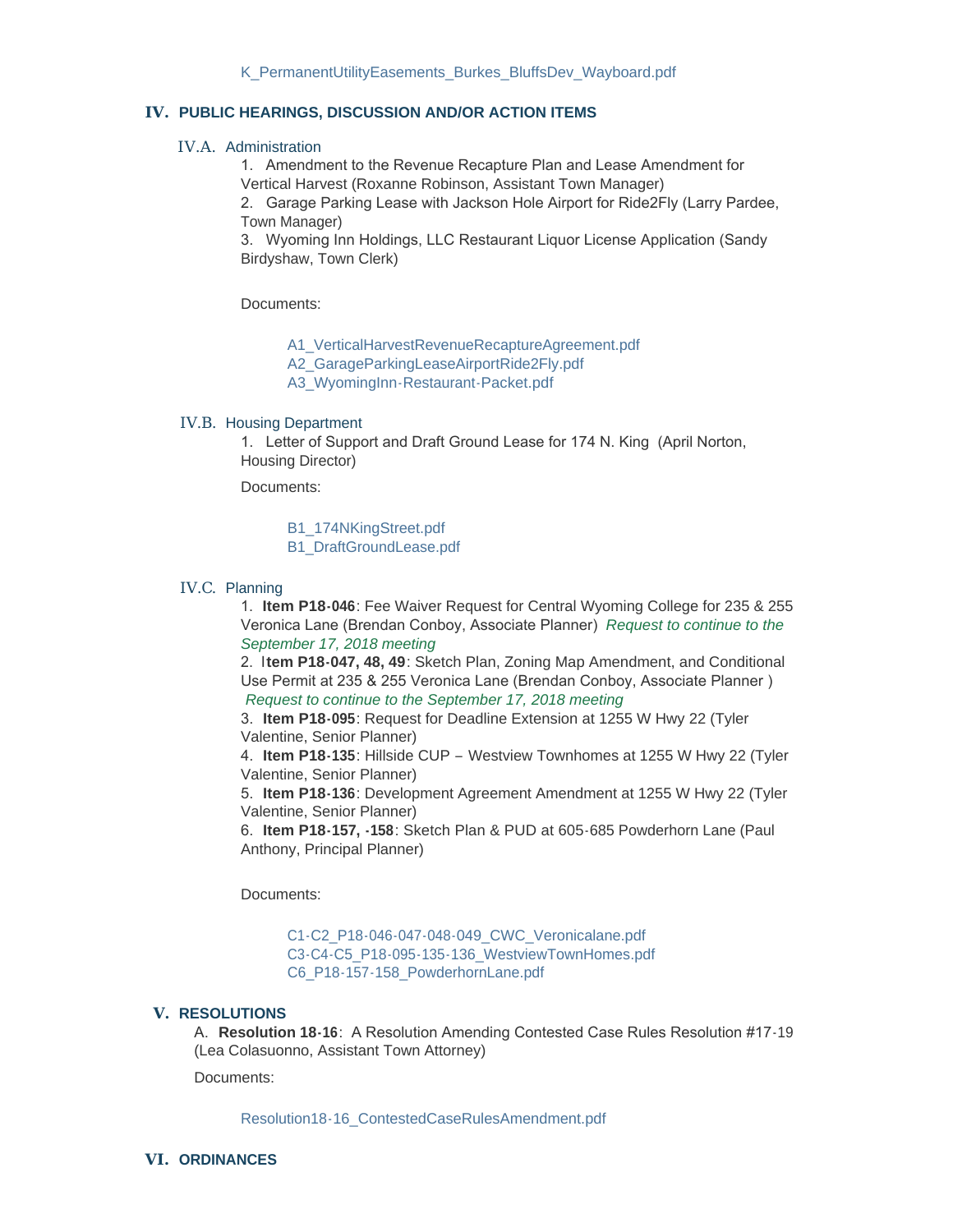K_PermanentUtilityEasements_Burkes_BluffsDev_Wayboard.pdf

## IV. PUBLIC HEARINGS, DISCUSSION AND/OR ACTION ITEMS

### IV.A. Administration

1. Amendment to the Revenue Recapture Plan and Lease Amendment for Vertical Harvest (Roxanne Robinson, Assistant Town Manager)
2. Garage Parking Lease with Jackson Hole Airport for Ride2Fly (Larry Pardee, Town Manager)
3. Wyoming Inn Holdings, LLC Restaurant Liquor License Application (Sandy Birdyshaw, Town Clerk)

Documents:

A1_VerticalHarvestRevenueRecaptureAgreement.pdf
A2_GarageParkingLeaseAirportRide2Fly.pdf
A3_WyomingInn-Restaurant-Packet.pdf

### IV.B. Housing Department

1. Letter of Support and Draft Ground Lease for 174 N. King (April Norton, Housing Director)

Documents:

B1_174NKingStreet.pdf
B1_DraftGroundLease.pdf

### IV.C. Planning

1. **Item P18-046**: Fee Waiver Request for Central Wyoming College for 235 & 255 Veronica Lane (Brendan Conboy, Associate Planner) *Request to continue to the September 17, 2018 meeting*
2. I**tem P18-047, 48, 49**: Sketch Plan, Zoning Map Amendment, and Conditional Use Permit at 235 & 255 Veronica Lane (Brendan Conboy, Associate Planner ) *Request to continue to the September 17, 2018 meeting*
3. **Item P18-095**: Request for Deadline Extension at 1255 W Hwy 22 (Tyler Valentine, Senior Planner)
4. **Item P18-135**: Hillside CUP – Westview Townhomes at 1255 W Hwy 22 (Tyler Valentine, Senior Planner)
5. **Item P18-136**: Development Agreement Amendment at 1255 W Hwy 22 (Tyler Valentine, Senior Planner)
6. **Item P18-157, -158**: Sketch Plan & PUD at 605-685 Powderhorn Lane (Paul Anthony, Principal Planner)

Documents:

C1-C2_P18-046-047-048-049_CWC_Veronicalane.pdf
C3-C4-C5_P18-095-135-136_WestviewTownHomes.pdf
C6_P18-157-158_PowderhornLane.pdf

## V. RESOLUTIONS

A. **Resolution 18-16**: A Resolution Amending Contested Case Rules Resolution #17-19 (Lea Colasuonno, Assistant Town Attorney)

Documents:

Resolution18-16_ContestedCaseRulesAmendment.pdf

## VI. ORDINANCES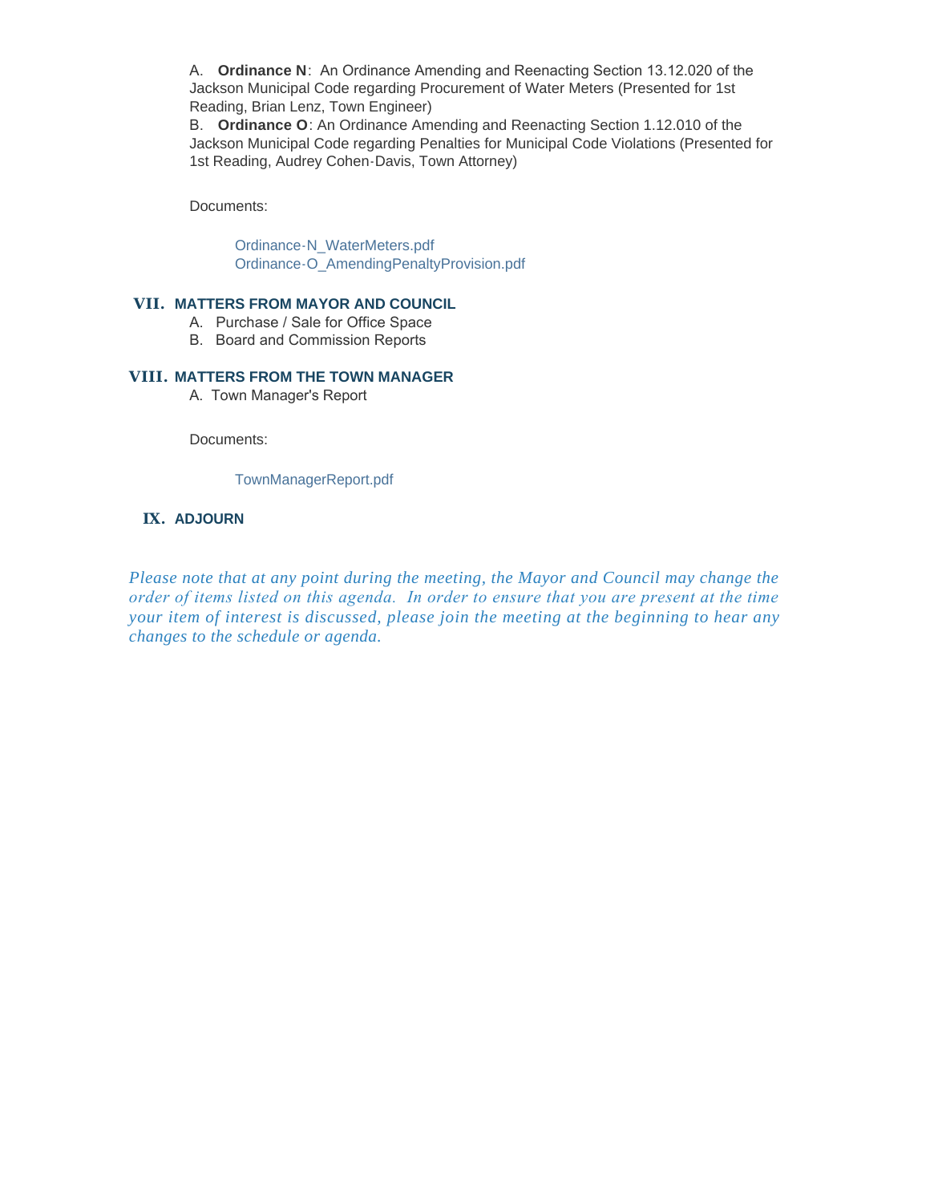A. **Ordinance N**: An Ordinance Amending and Reenacting Section 13.12.020 of the Jackson Municipal Code regarding Procurement of Water Meters (Presented for 1st Reading, Brian Lenz, Town Engineer)

B. **Ordinance O**: An Ordinance Amending and Reenacting Section 1.12.010 of the Jackson Municipal Code regarding Penalties for Municipal Code Violations (Presented for 1st Reading, Audrey Cohen-Davis, Town Attorney)

Documents:

Ordinance-N_WaterMeters.pdf
Ordinance-O_AmendingPenaltyProvision.pdf

## VII. MATTERS FROM MAYOR AND COUNCIL

A. Purchase / Sale for Office Space
B. Board and Commission Reports

## VIII. MATTERS FROM THE TOWN MANAGER

A. Town Manager's Report

Documents:

TownManagerReport.pdf

## IX. ADJOURN

*Please note that at any point during the meeting, the Mayor and Council may change the order of items listed on this agenda. In order to ensure that you are present at the time your item of interest is discussed, please join the meeting at the beginning to hear any changes to the schedule or agenda.*